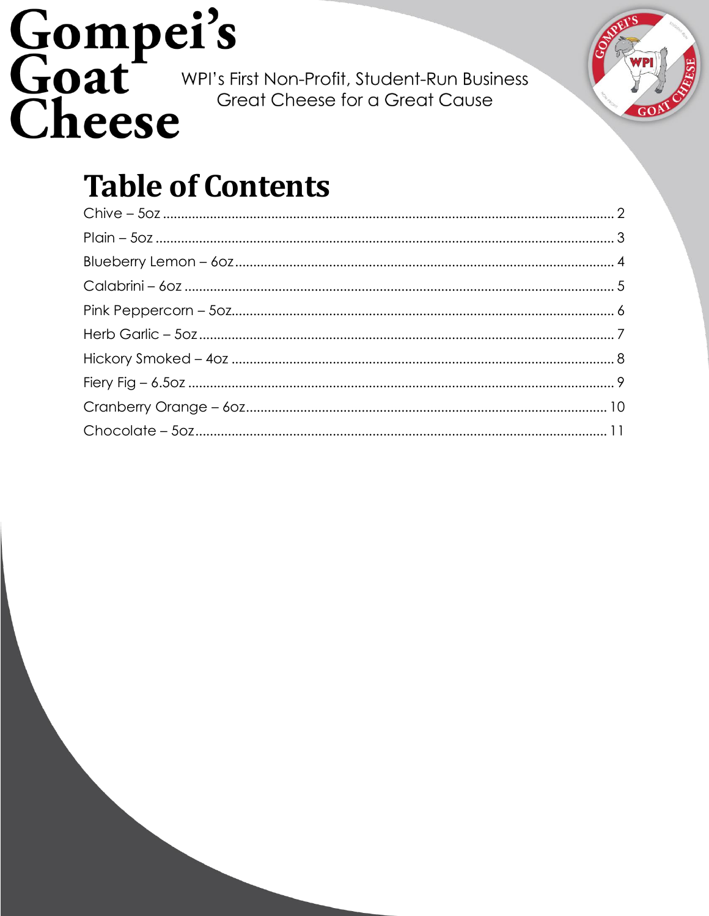# Gompei's Goat Cheese

WPI's First Non-Profit, Student-Run Business
Great Cheese for a Great Cause

## Table of Contents

Chive – 5oz ..... 2
Plain – 5oz ..... 3
Blueberry Lemon – 6oz ..... 4
Calabrini – 6oz ..... 5
Pink Peppercorn – 5oz ..... 6
Herb Garlic – 5oz ..... 7
Hickory Smoked – 4oz ..... 8
Fiery Fig – 6.5oz ..... 9
Cranberry Orange – 6oz ..... 10
Chocolate – 5oz ..... 11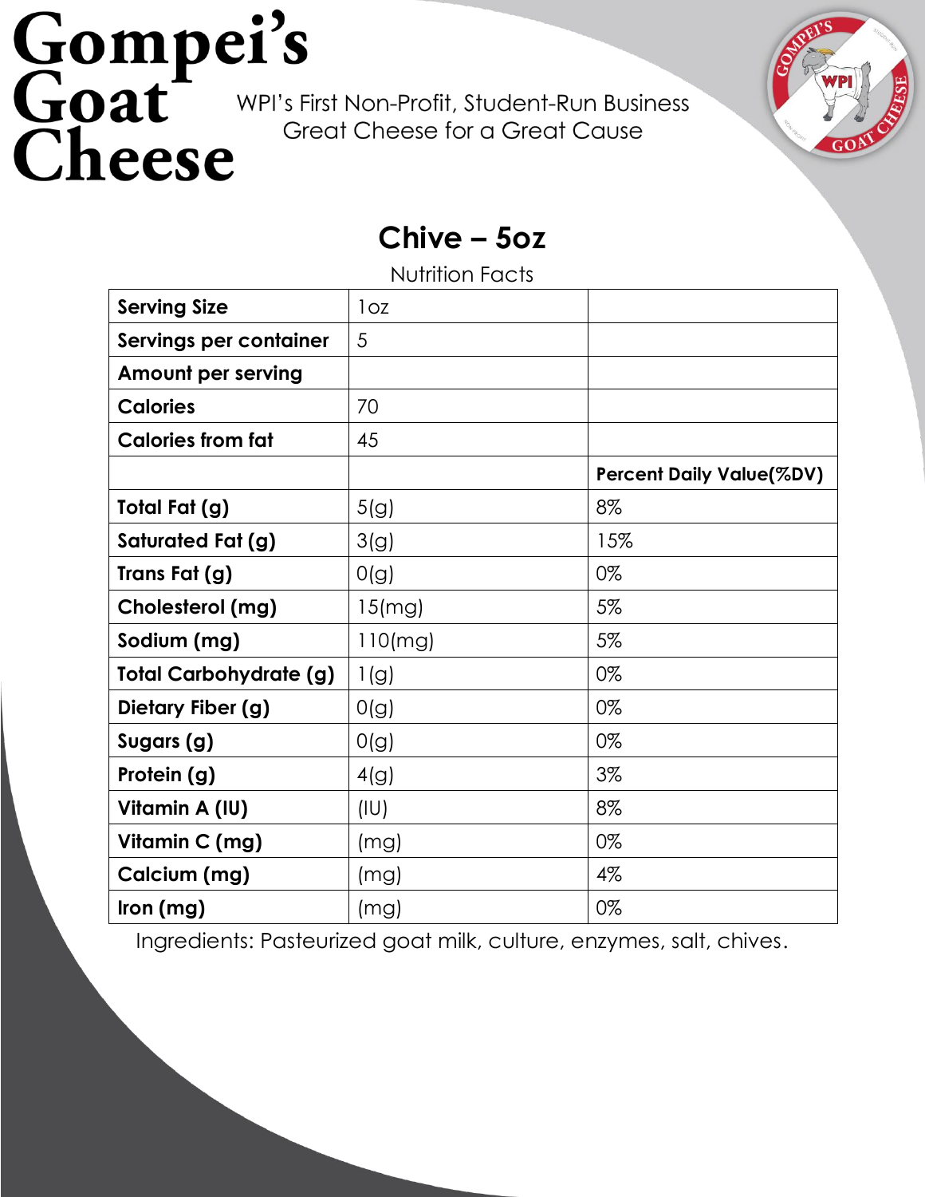# Gompei's Goat Cheese

WPI's First Non-Profit, Student-Run Business
Great Cheese for a Great Cause

## Chive – 5oz

Nutrition Facts

| | | |
|---|---|---|
| **Serving Size** | 1oz | |
| **Servings per container** | 5 | |
| **Amount per serving** | | |
| **Calories** | 70 | |
| **Calories from fat** | 45 | |
| | | **Percent Daily Value(%DV)** |
| **Total Fat (g)** | 5(g) | 8% |
| **Saturated Fat (g)** | 3(g) | 15% |
| **Trans Fat (g)** | 0(g) | 0% |
| **Cholesterol (mg)** | 15(mg) | 5% |
| **Sodium (mg)** | 110(mg) | 5% |
| **Total Carbohydrate (g)** | 1(g) | 0% |
| **Dietary Fiber (g)** | 0(g) | 0% |
| **Sugars (g)** | 0(g) | 0% |
| **Protein (g)** | 4(g) | 3% |
| **Vitamin A (IU)** | (IU) | 8% |
| **Vitamin C (mg)** | (mg) | 0% |
| **Calcium (mg)** | (mg) | 4% |
| **Iron (mg)** | (mg) | 0% |

Ingredients: Pasteurized goat milk, culture, enzymes, salt, chives.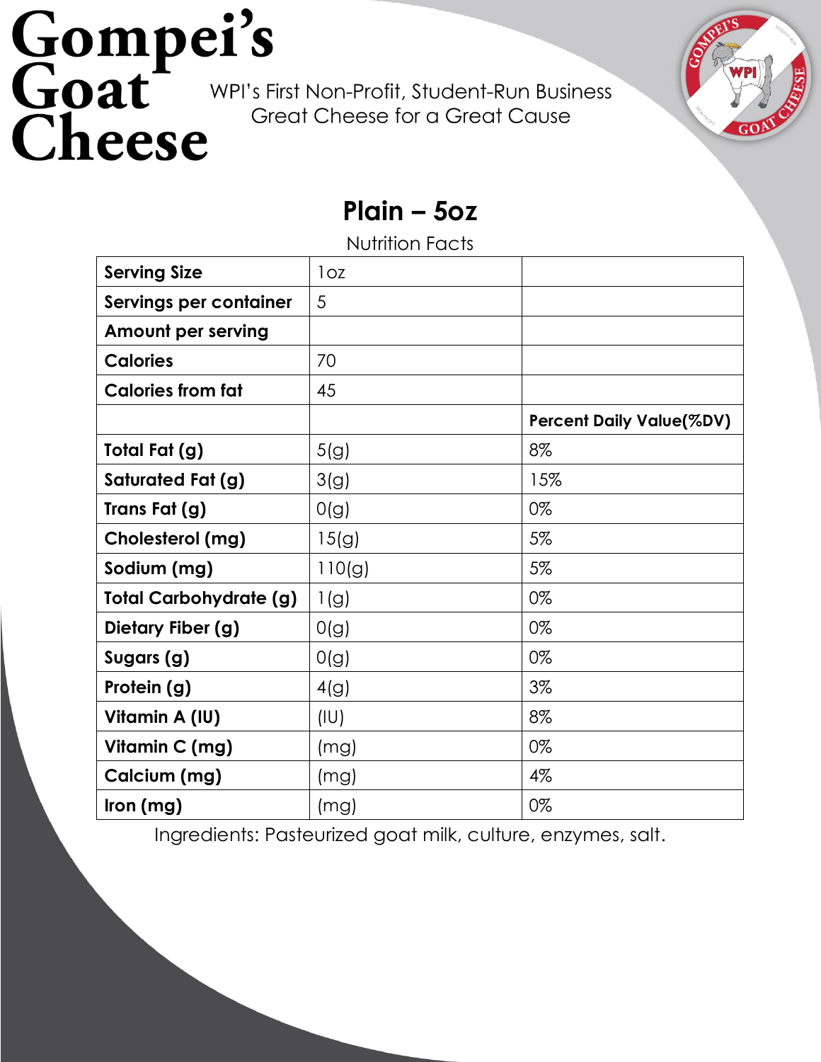# Gompei's Goat Cheese

WPI's First Non-Profit, Student-Run Business
Great Cheese for a Great Cause

## Plain – 5oz

Nutrition Facts

| | | |
|---|---|---|
| **Serving Size** | 1oz | |
| **Servings per container** | 5 | |
| **Amount per serving** | | |
| **Calories** | 70 | |
| **Calories from fat** | 45 | |
| | | **Percent Daily Value(%DV)** |
| **Total Fat (g)** | 5(g) | 8% |
| **Saturated Fat (g)** | 3(g) | 15% |
| **Trans Fat (g)** | 0(g) | 0% |
| **Cholesterol (mg)** | 15(g) | 5% |
| **Sodium (mg)** | 110(g) | 5% |
| **Total Carbohydrate (g)** | 1(g) | 0% |
| **Dietary Fiber (g)** | 0(g) | 0% |
| **Sugars (g)** | 0(g) | 0% |
| **Protein (g)** | 4(g) | 3% |
| **Vitamin A (IU)** | (IU) | 8% |
| **Vitamin C (mg)** | (mg) | 0% |
| **Calcium (mg)** | (mg) | 4% |
| **Iron (mg)** | (mg) | 0% |

Ingredients: Pasteurized goat milk, culture, enzymes, salt.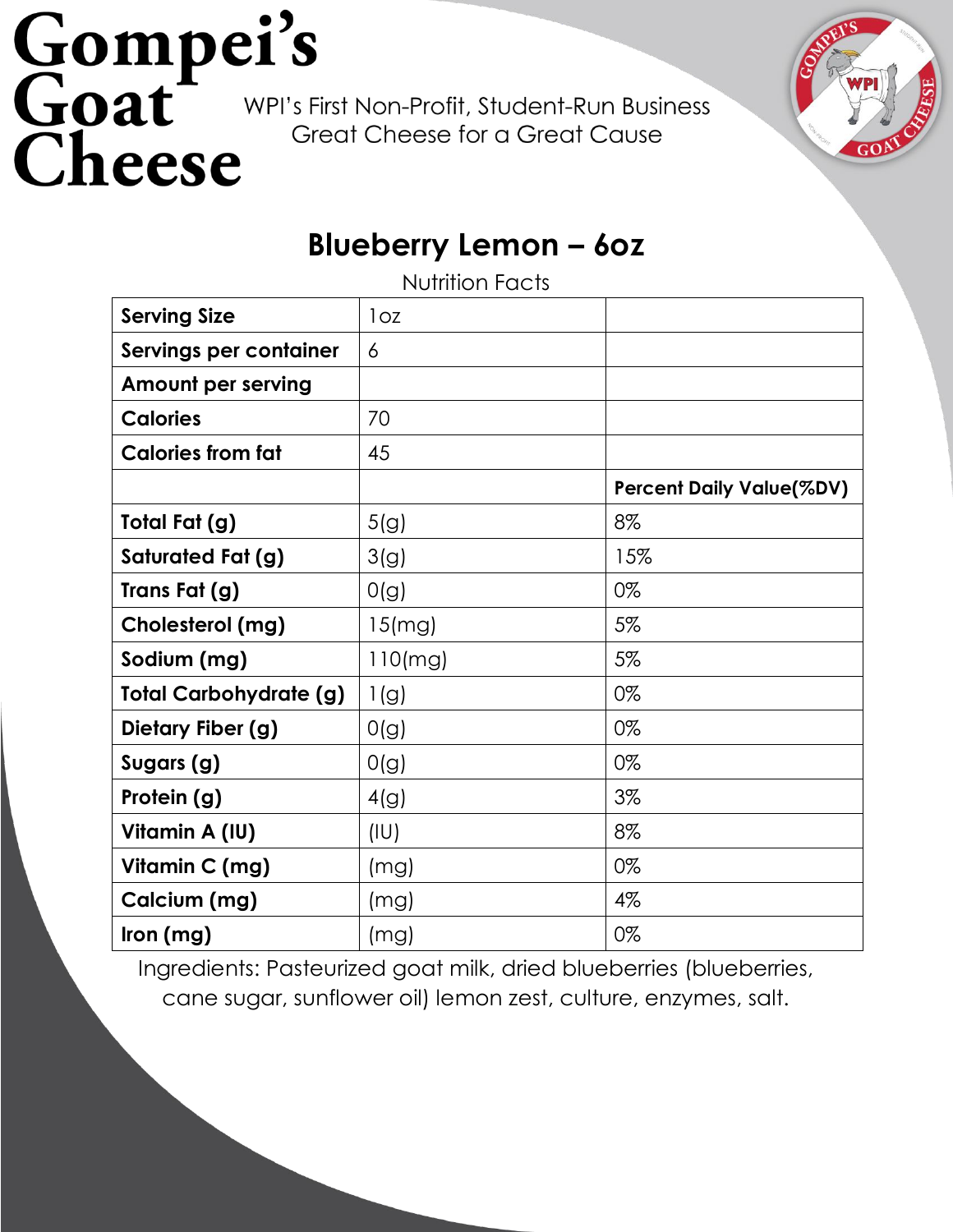# Gompei's Goat Cheese

WPI's First Non-Profit, Student-Run Business
Great Cheese for a Great Cause

## Blueberry Lemon – 6oz

Nutrition Facts

| | | |
|---|---|---|
| **Serving Size** | 1oz | |
| **Servings per container** | 6 | |
| **Amount per serving** | | |
| **Calories** | 70 | |
| **Calories from fat** | 45 | |
| | | **Percent Daily Value(%DV)** |
| **Total Fat (g)** | 5(g) | 8% |
| **Saturated Fat (g)** | 3(g) | 15% |
| **Trans Fat (g)** | 0(g) | 0% |
| **Cholesterol (mg)** | 15(mg) | 5% |
| **Sodium (mg)** | 110(mg) | 5% |
| **Total Carbohydrate (g)** | 1(g) | 0% |
| **Dietary Fiber (g)** | 0(g) | 0% |
| **Sugars (g)** | 0(g) | 0% |
| **Protein (g)** | 4(g) | 3% |
| **Vitamin A (IU)** | (IU) | 8% |
| **Vitamin C (mg)** | (mg) | 0% |
| **Calcium (mg)** | (mg) | 4% |
| **Iron (mg)** | (mg) | 0% |

Ingredients: Pasteurized goat milk, dried blueberries (blueberries, cane sugar, sunflower oil) lemon zest, culture, enzymes, salt.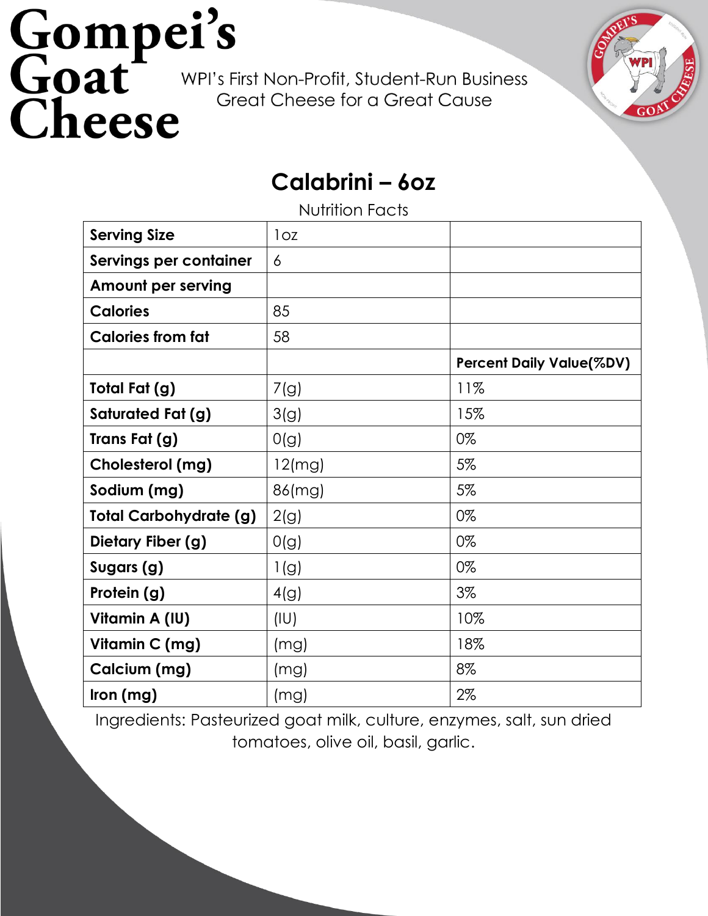# Gompei's Goat Cheese

WPI's First Non-Profit, Student-Run Business
Great Cheese for a Great Cause

## Calabrini – 6oz

Nutrition Facts

| | | |
|---|---|---|
| **Serving Size** | 1oz | |
| **Servings per container** | 6 | |
| **Amount per serving** | | |
| **Calories** | 85 | |
| **Calories from fat** | 58 | |
| | | **Percent Daily Value(%DV)** |
| **Total Fat (g)** | 7(g) | 11% |
| **Saturated Fat (g)** | 3(g) | 15% |
| **Trans Fat (g)** | 0(g) | 0% |
| **Cholesterol (mg)** | 12(mg) | 5% |
| **Sodium (mg)** | 86(mg) | 5% |
| **Total Carbohydrate (g)** | 2(g) | 0% |
| **Dietary Fiber (g)** | 0(g) | 0% |
| **Sugars (g)** | 1(g) | 0% |
| **Protein (g)** | 4(g) | 3% |
| **Vitamin A (IU)** | (IU) | 10% |
| **Vitamin C (mg)** | (mg) | 18% |
| **Calcium (mg)** | (mg) | 8% |
| **Iron (mg)** | (mg) | 2% |

Ingredients: Pasteurized goat milk, culture, enzymes, salt, sun dried tomatoes, olive oil, basil, garlic.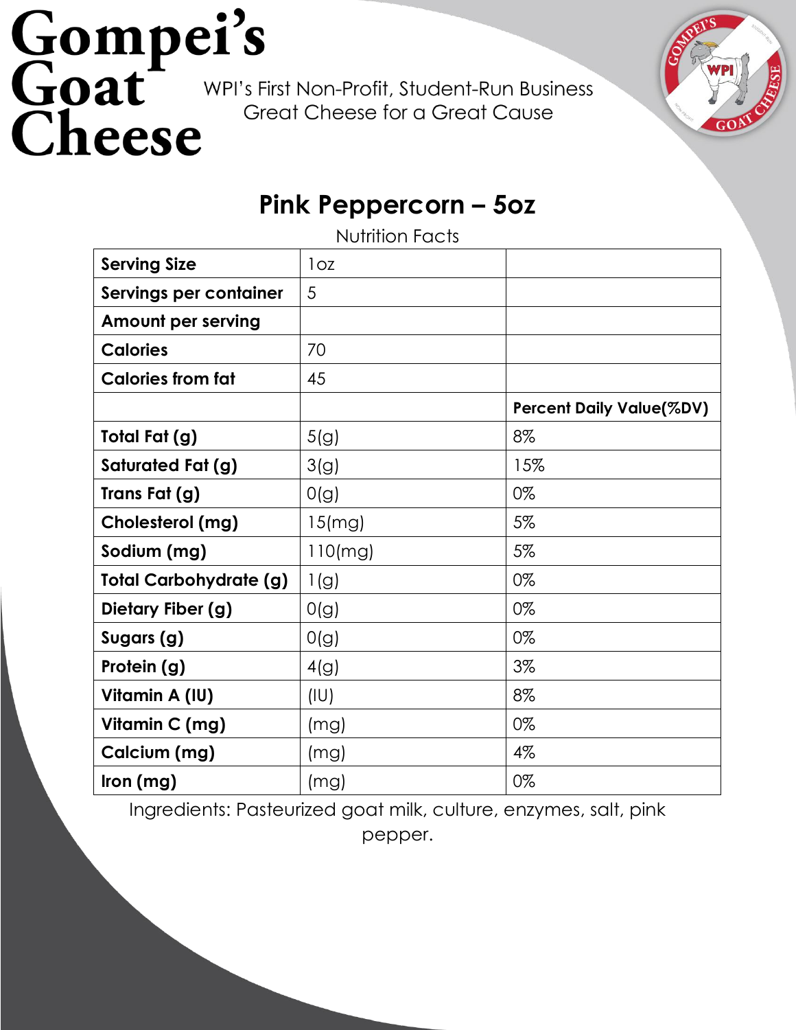# Gompei's Goat Cheese

WPI's First Non-Profit, Student-Run Business
Great Cheese for a Great Cause

## Pink Peppercorn – 5oz

Nutrition Facts

| | | |
|---|---|---|
| **Serving Size** | 1oz | |
| **Servings per container** | 5 | |
| **Amount per serving** | | |
| **Calories** | 70 | |
| **Calories from fat** | 45 | |
| | | **Percent Daily Value(%DV)** |
| **Total Fat (g)** | 5(g) | 8% |
| **Saturated Fat (g)** | 3(g) | 15% |
| **Trans Fat (g)** | 0(g) | 0% |
| **Cholesterol (mg)** | 15(mg) | 5% |
| **Sodium (mg)** | 110(mg) | 5% |
| **Total Carbohydrate (g)** | 1(g) | 0% |
| **Dietary Fiber (g)** | 0(g) | 0% |
| **Sugars (g)** | 0(g) | 0% |
| **Protein (g)** | 4(g) | 3% |
| **Vitamin A (IU)** | (IU) | 8% |
| **Vitamin C (mg)** | (mg) | 0% |
| **Calcium (mg)** | (mg) | 4% |
| **Iron (mg)** | (mg) | 0% |

Ingredients: Pasteurized goat milk, culture, enzymes, salt, pink pepper.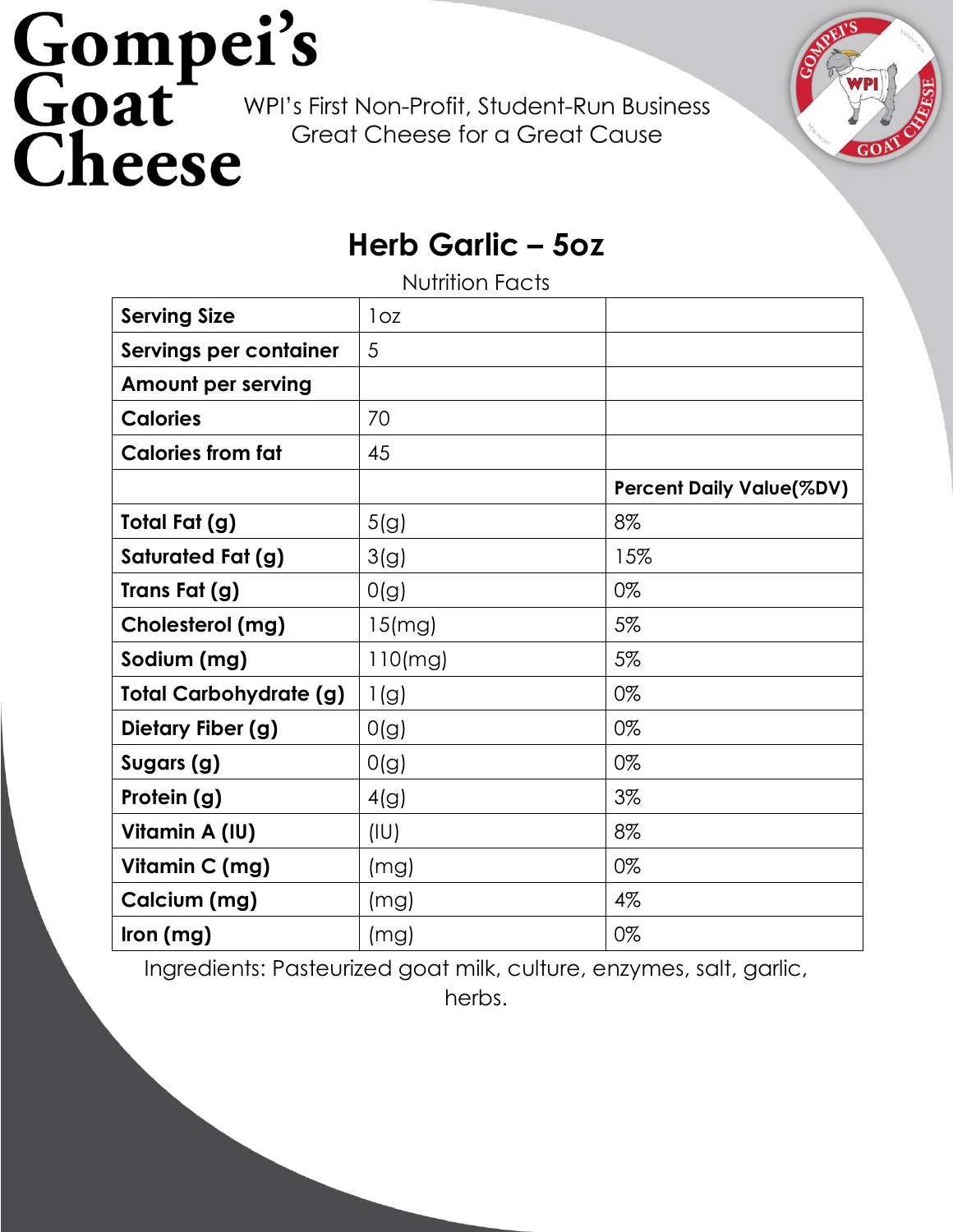# Gompei's Goat Cheese

WPI's First Non-Profit, Student-Run Business
Great Cheese for a Great Cause

## Herb Garlic – 5oz

Nutrition Facts

| | | |
|---|---|---|
| **Serving Size** | 1oz | |
| **Servings per container** | 5 | |
| **Amount per serving** | | |
| **Calories** | 70 | |
| **Calories from fat** | 45 | |
| | | **Percent Daily Value(%DV)** |
| **Total Fat (g)** | 5(g) | 8% |
| **Saturated Fat (g)** | 3(g) | 15% |
| **Trans Fat (g)** | 0(g) | 0% |
| **Cholesterol (mg)** | 15(mg) | 5% |
| **Sodium (mg)** | 110(mg) | 5% |
| **Total Carbohydrate (g)** | 1(g) | 0% |
| **Dietary Fiber (g)** | 0(g) | 0% |
| **Sugars (g)** | 0(g) | 0% |
| **Protein (g)** | 4(g) | 3% |
| **Vitamin A (IU)** | (IU) | 8% |
| **Vitamin C (mg)** | (mg) | 0% |
| **Calcium (mg)** | (mg) | 4% |
| **Iron (mg)** | (mg) | 0% |

Ingredients: Pasteurized goat milk, culture, enzymes, salt, garlic, herbs.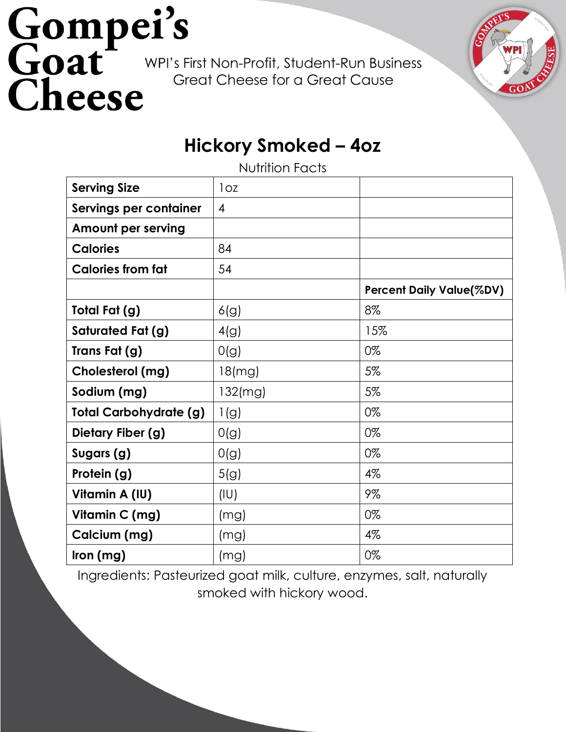# Gompei's Goat Cheese

WPI's First Non-Profit, Student-Run Business
Great Cheese for a Great Cause

## Hickory Smoked – 4oz

Nutrition Facts

| | | |
|---|---|---|
| **Serving Size** | 1oz | |
| **Servings per container** | 4 | |
| **Amount per serving** | | |
| **Calories** | 84 | |
| **Calories from fat** | 54 | |
| | | **Percent Daily Value(%DV)** |
| **Total Fat (g)** | 6(g) | 8% |
| **Saturated Fat (g)** | 4(g) | 15% |
| **Trans Fat (g)** | 0(g) | 0% |
| **Cholesterol (mg)** | 18(mg) | 5% |
| **Sodium (mg)** | 132(mg) | 5% |
| **Total Carbohydrate (g)** | 1(g) | 0% |
| **Dietary Fiber (g)** | 0(g) | 0% |
| **Sugars (g)** | 0(g) | 0% |
| **Protein (g)** | 5(g) | 4% |
| **Vitamin A (IU)** | (IU) | 9% |
| **Vitamin C (mg)** | (mg) | 0% |
| **Calcium (mg)** | (mg) | 4% |
| **Iron (mg)** | (mg) | 0% |

Ingredients: Pasteurized goat milk, culture, enzymes, salt, naturally smoked with hickory wood.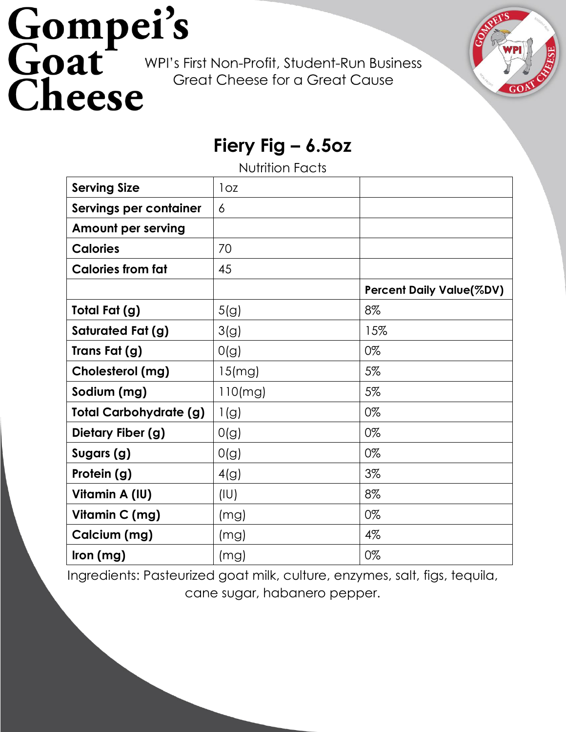# Gompei's Goat Cheese

WPI's First Non-Profit, Student-Run Business
Great Cheese for a Great Cause

## Fiery Fig – 6.5oz

Nutrition Facts

| | | |
|---|---|---|
| **Serving Size** | 1oz | |
| **Servings per container** | 6 | |
| **Amount per serving** | | |
| **Calories** | 70 | |
| **Calories from fat** | 45 | |
| | | **Percent Daily Value(%DV)** |
| **Total Fat (g)** | 5(g) | 8% |
| **Saturated Fat (g)** | 3(g) | 15% |
| **Trans Fat (g)** | 0(g) | 0% |
| **Cholesterol (mg)** | 15(mg) | 5% |
| **Sodium (mg)** | 110(mg) | 5% |
| **Total Carbohydrate (g)** | 1(g) | 0% |
| **Dietary Fiber (g)** | 0(g) | 0% |
| **Sugars (g)** | 0(g) | 0% |
| **Protein (g)** | 4(g) | 3% |
| **Vitamin A (IU)** | (IU) | 8% |
| **Vitamin C (mg)** | (mg) | 0% |
| **Calcium (mg)** | (mg) | 4% |
| **Iron (mg)** | (mg) | 0% |

Ingredients: Pasteurized goat milk, culture, enzymes, salt, figs, tequila, cane sugar, habanero pepper.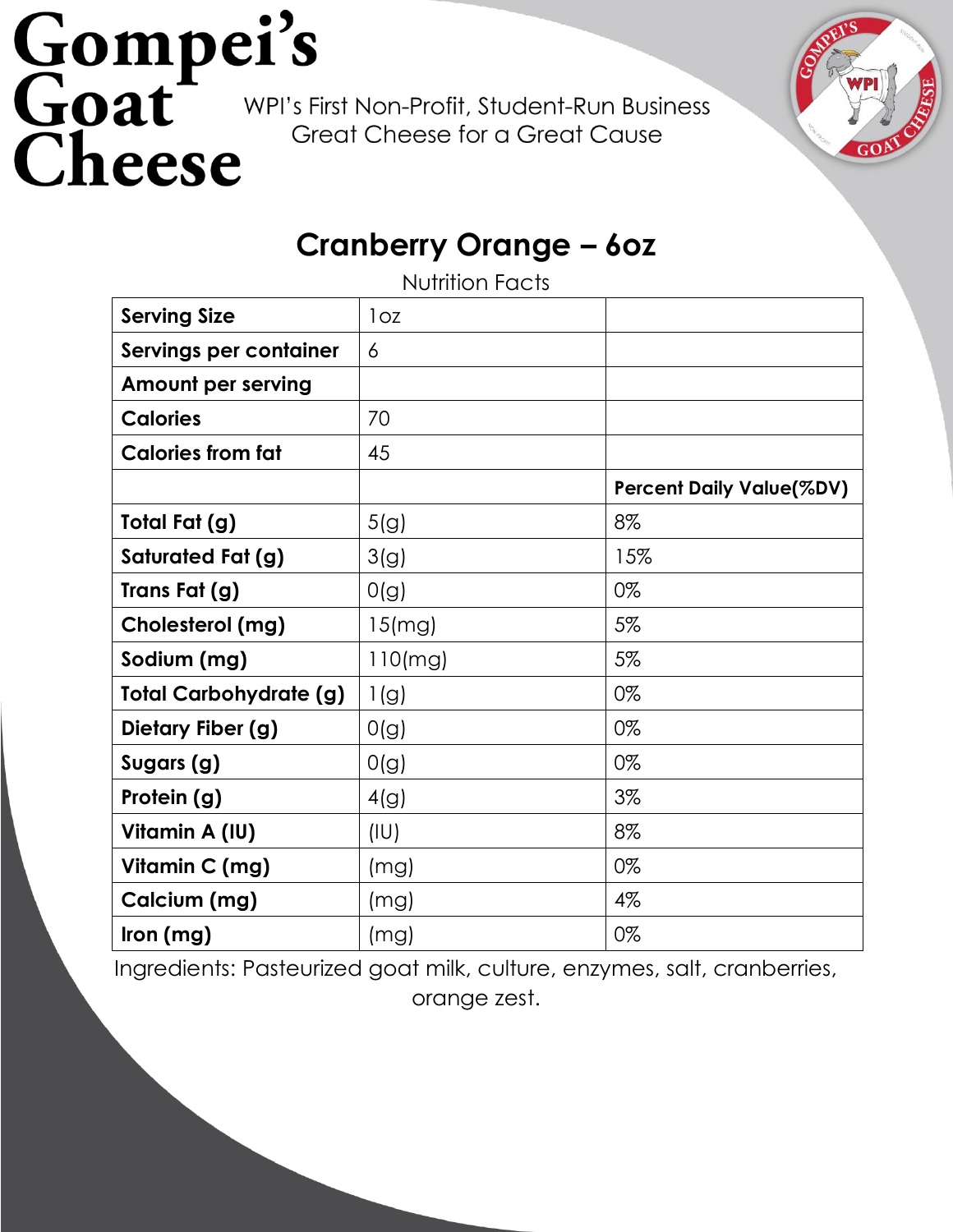# Gompei's Goat Cheese

WPI's First Non-Profit, Student-Run Business
Great Cheese for a Great Cause

## Cranberry Orange – 6oz

Nutrition Facts

| | | |
|---|---|---|
| **Serving Size** | 1oz | |
| **Servings per container** | 6 | |
| **Amount per serving** | | |
| **Calories** | 70 | |
| **Calories from fat** | 45 | |
| | | **Percent Daily Value(%DV)** |
| **Total Fat (g)** | 5(g) | 8% |
| **Saturated Fat (g)** | 3(g) | 15% |
| **Trans Fat (g)** | 0(g) | 0% |
| **Cholesterol (mg)** | 15(mg) | 5% |
| **Sodium (mg)** | 110(mg) | 5% |
| **Total Carbohydrate (g)** | 1(g) | 0% |
| **Dietary Fiber (g)** | 0(g) | 0% |
| **Sugars (g)** | 0(g) | 0% |
| **Protein (g)** | 4(g) | 3% |
| **Vitamin A (IU)** | (IU) | 8% |
| **Vitamin C (mg)** | (mg) | 0% |
| **Calcium (mg)** | (mg) | 4% |
| **Iron (mg)** | (mg) | 0% |

Ingredients: Pasteurized goat milk, culture, enzymes, salt, cranberries, orange zest.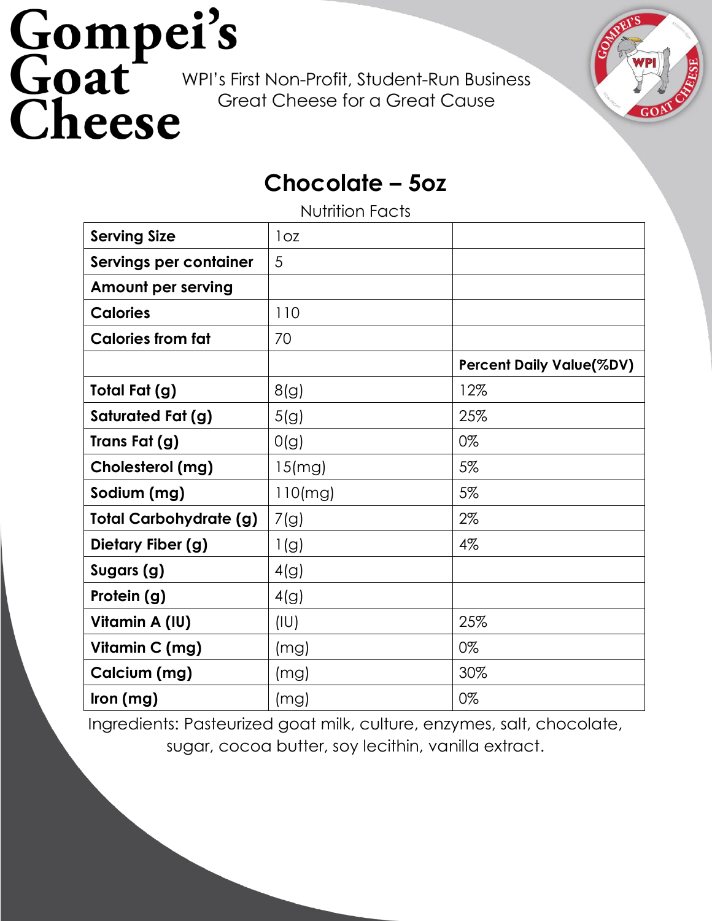# Gompei's Goat Cheese

WPI's First Non-Profit, Student-Run Business
Great Cheese for a Great Cause

## Chocolate – 5oz

Nutrition Facts

| | | |
|---|---|---|
| **Serving Size** | 1oz | |
| **Servings per container** | 5 | |
| **Amount per serving** | | |
| **Calories** | 110 | |
| **Calories from fat** | 70 | |
| | | **Percent Daily Value(%DV)** |
| **Total Fat (g)** | 8(g) | 12% |
| **Saturated Fat (g)** | 5(g) | 25% |
| **Trans Fat (g)** | 0(g) | 0% |
| **Cholesterol (mg)** | 15(mg) | 5% |
| **Sodium (mg)** | 110(mg) | 5% |
| **Total Carbohydrate (g)** | 7(g) | 2% |
| **Dietary Fiber (g)** | 1(g) | 4% |
| **Sugars (g)** | 4(g) | |
| **Protein (g)** | 4(g) | |
| **Vitamin A (IU)** | (IU) | 25% |
| **Vitamin C (mg)** | (mg) | 0% |
| **Calcium (mg)** | (mg) | 30% |
| **Iron (mg)** | (mg) | 0% |

Ingredients: Pasteurized goat milk, culture, enzymes, salt, chocolate, sugar, cocoa butter, soy lecithin, vanilla extract.